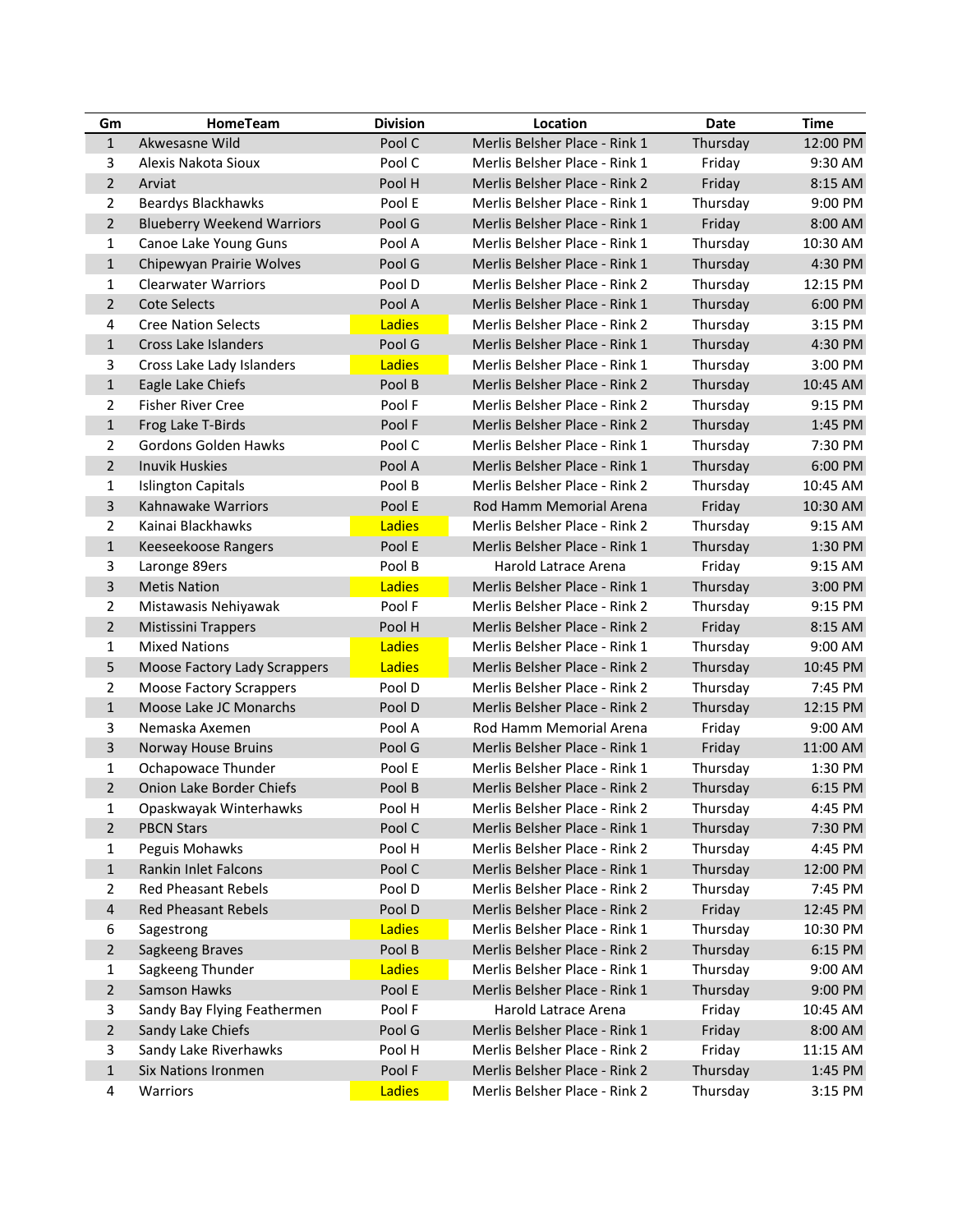| Gm | HomeTeam | Division | Location | Date | Time |
|---|---|---|---|---|---|
| 1 | Akwesasne Wild | Pool C | Merlis Belsher Place - Rink 1 | Thursday | 12:00 PM |
| 3 | Alexis Nakota Sioux | Pool C | Merlis Belsher Place - Rink 1 | Friday | 9:30 AM |
| 2 | Arviat | Pool H | Merlis Belsher Place - Rink 2 | Friday | 8:15 AM |
| 2 | Beardys Blackhawks | Pool E | Merlis Belsher Place - Rink 1 | Thursday | 9:00 PM |
| 2 | Blueberry Weekend Warriors | Pool G | Merlis Belsher Place - Rink 1 | Friday | 8:00 AM |
| 1 | Canoe Lake Young Guns | Pool A | Merlis Belsher Place - Rink 1 | Thursday | 10:30 AM |
| 1 | Chipewyan Prairie Wolves | Pool G | Merlis Belsher Place - Rink 1 | Thursday | 4:30 PM |
| 1 | Clearwater Warriors | Pool D | Merlis Belsher Place - Rink 2 | Thursday | 12:15 PM |
| 2 | Cote Selects | Pool A | Merlis Belsher Place - Rink 1 | Thursday | 6:00 PM |
| 4 | Cree Nation Selects | Ladies | Merlis Belsher Place - Rink 2 | Thursday | 3:15 PM |
| 1 | Cross Lake Islanders | Pool G | Merlis Belsher Place - Rink 1 | Thursday | 4:30 PM |
| 3 | Cross Lake Lady Islanders | Ladies | Merlis Belsher Place - Rink 1 | Thursday | 3:00 PM |
| 1 | Eagle Lake Chiefs | Pool B | Merlis Belsher Place - Rink 2 | Thursday | 10:45 AM |
| 2 | Fisher River Cree | Pool F | Merlis Belsher Place - Rink 2 | Thursday | 9:15 PM |
| 1 | Frog Lake T-Birds | Pool F | Merlis Belsher Place - Rink 2 | Thursday | 1:45 PM |
| 2 | Gordons Golden Hawks | Pool C | Merlis Belsher Place - Rink 1 | Thursday | 7:30 PM |
| 2 | Inuvik Huskies | Pool A | Merlis Belsher Place - Rink 1 | Thursday | 6:00 PM |
| 1 | Islington Capitals | Pool B | Merlis Belsher Place - Rink 2 | Thursday | 10:45 AM |
| 3 | Kahnawake Warriors | Pool E | Rod Hamm Memorial Arena | Friday | 10:30 AM |
| 2 | Kainai Blackhawks | Ladies | Merlis Belsher Place - Rink 2 | Thursday | 9:15 AM |
| 1 | Keeseekoose Rangers | Pool E | Merlis Belsher Place - Rink 1 | Thursday | 1:30 PM |
| 3 | Laronge 89ers | Pool B | Harold Latrace Arena | Friday | 9:15 AM |
| 3 | Metis Nation | Ladies | Merlis Belsher Place - Rink 1 | Thursday | 3:00 PM |
| 2 | Mistawasis Nehiyawak | Pool F | Merlis Belsher Place - Rink 2 | Thursday | 9:15 PM |
| 2 | Mistissini Trappers | Pool H | Merlis Belsher Place - Rink 2 | Friday | 8:15 AM |
| 1 | Mixed Nations | Ladies | Merlis Belsher Place - Rink 1 | Thursday | 9:00 AM |
| 5 | Moose Factory Lady Scrappers | Ladies | Merlis Belsher Place - Rink 2 | Thursday | 10:45 PM |
| 2 | Moose Factory Scrappers | Pool D | Merlis Belsher Place - Rink 2 | Thursday | 7:45 PM |
| 1 | Moose Lake JC Monarchs | Pool D | Merlis Belsher Place - Rink 2 | Thursday | 12:15 PM |
| 3 | Nemaska Axemen | Pool A | Rod Hamm Memorial Arena | Friday | 9:00 AM |
| 3 | Norway House Bruins | Pool G | Merlis Belsher Place - Rink 1 | Friday | 11:00 AM |
| 1 | Ochapowace Thunder | Pool E | Merlis Belsher Place - Rink 1 | Thursday | 1:30 PM |
| 2 | Onion Lake Border Chiefs | Pool B | Merlis Belsher Place - Rink 2 | Thursday | 6:15 PM |
| 1 | Opaskwayak Winterhawks | Pool H | Merlis Belsher Place - Rink 2 | Thursday | 4:45 PM |
| 2 | PBCN Stars | Pool C | Merlis Belsher Place - Rink 1 | Thursday | 7:30 PM |
| 1 | Peguis Mohawks | Pool H | Merlis Belsher Place - Rink 2 | Thursday | 4:45 PM |
| 1 | Rankin Inlet Falcons | Pool C | Merlis Belsher Place - Rink 1 | Thursday | 12:00 PM |
| 2 | Red Pheasant Rebels | Pool D | Merlis Belsher Place - Rink 2 | Thursday | 7:45 PM |
| 4 | Red Pheasant Rebels | Pool D | Merlis Belsher Place - Rink 2 | Friday | 12:45 PM |
| 6 | Sagestrong | Ladies | Merlis Belsher Place - Rink 1 | Thursday | 10:30 PM |
| 2 | Sagkeeng Braves | Pool B | Merlis Belsher Place - Rink 2 | Thursday | 6:15 PM |
| 1 | Sagkeeng Thunder | Ladies | Merlis Belsher Place - Rink 1 | Thursday | 9:00 AM |
| 2 | Samson Hawks | Pool E | Merlis Belsher Place - Rink 1 | Thursday | 9:00 PM |
| 3 | Sandy Bay Flying Feathermen | Pool F | Harold Latrace Arena | Friday | 10:45 AM |
| 2 | Sandy Lake Chiefs | Pool G | Merlis Belsher Place - Rink 1 | Friday | 8:00 AM |
| 3 | Sandy Lake Riverhawks | Pool H | Merlis Belsher Place - Rink 2 | Friday | 11:15 AM |
| 1 | Six Nations Ironmen | Pool F | Merlis Belsher Place - Rink 2 | Thursday | 1:45 PM |
| 4 | Warriors | Ladies | Merlis Belsher Place - Rink 2 | Thursday | 3:15 PM |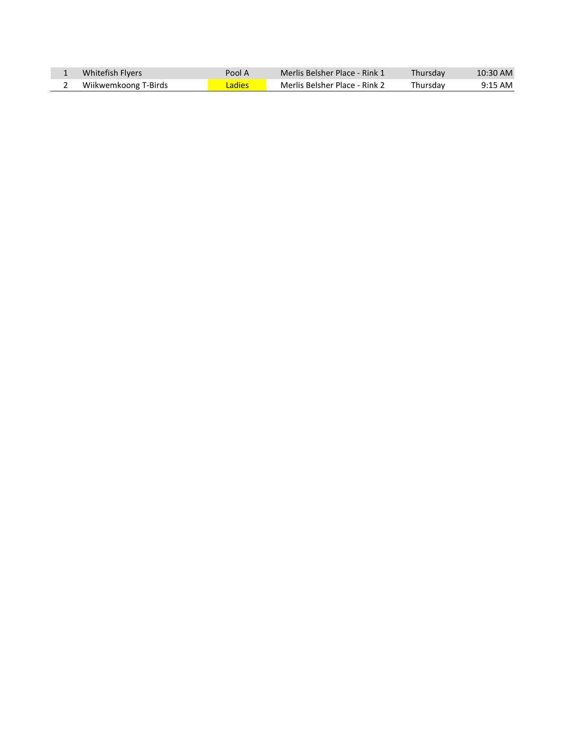| | | | | | |
|---|---|---|---|---|---|
| 1 | Whitefish Flyers | Pool A | Merlis Belsher Place - Rink 1 | Thursday | 10:30 AM |
| 2 | Wiikwemkoong T-Birds | Ladies | Merlis Belsher Place - Rink 2 | Thursday | 9:15 AM |